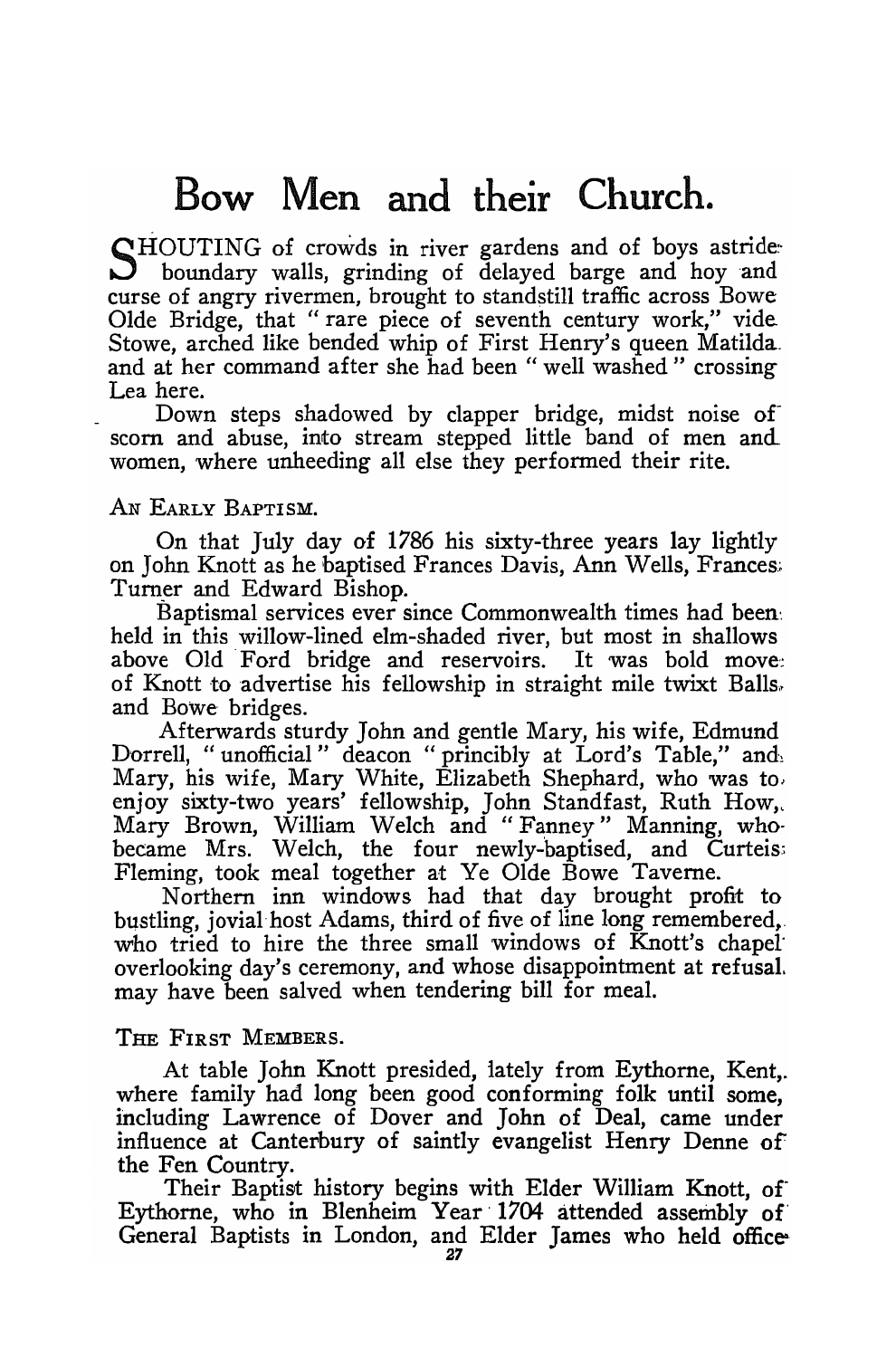# Bow Men and their Church.

SHOUTING of crowds in river gardens and of boys astride boundary walls, grinding of delayed barge and hoy and curse of angry rivermen, brought to standstill traffic across Bowe Olde Bridge, that "rare piece of seventh century work," vide Stowe, arched like bended whip of First Henry's queen Matilda and at her command after she had been "well washed" crossing Lea here.

Down steps shadowed by clapper bridge, midst noise of scorn and abuse, into stream stepped little band of men and women, where unheeding all else they performed their rite.

## An Early Baptism.

On that July day of 1786 his sixty-three years lay lightly on John Knott as he baptised Frances Davis, Ann Wells, Frances Turner and Edward Bishop.

Baptismal services ever since Commonwealth times had been held in this willow-lined elm-shaded river, but most in shallows above Old Ford bridge and reservoirs. It was bold move of Knott to advertise his fellowship in straight mile twixt Balls and Bowe bridges.

Afterwards sturdy John and gentle Mary, his wife, Edmund Dorrell, "unofficial" deacon "princibly at Lord's Table," and Mary, his wife, Mary White, Elizabeth Shephard, who was to enjoy sixty-two years' fellowship, John Standfast, Ruth How, Mary Brown, William Welch and "Fanney" Manning, who became Mrs. Welch, the four newly-baptised, and Curteis Fleming, took meal together at Ye Olde Bowe Taverne.

Northern inn windows had that day brought profit to bustling, jovial host Adams, third of five of line long remembered, who tried to hire the three small windows of Knott's chapel overlooking day's ceremony, and whose disappointment at refusal may have been salved when tendering bill for meal.

## The First Members.

At table John Knott presided, lately from Eythorne, Kent, where family had long been good conforming folk until some, including Lawrence of Dover and John of Deal, came under influence at Canterbury of saintly evangelist Henry Denne of the Fen Country.

Their Baptist history begins with Elder William Knott, of Eythorne, who in Blenheim Year 1704 attended assembly of General Baptists in London, and Elder James who held office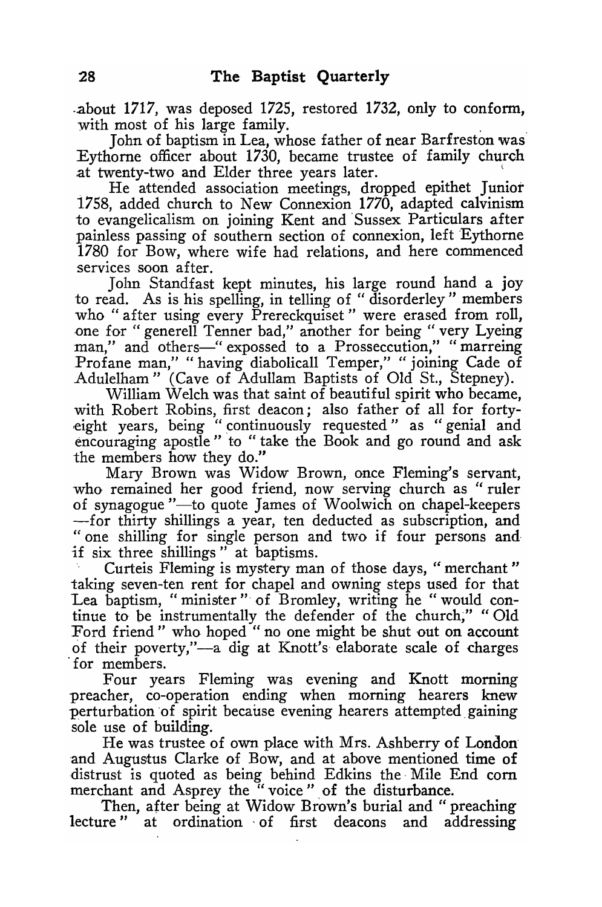about 1717, was deposed 1725, restored 1732, only to conform, with most of his large family.

John of baptism in Lea, whose father of near Barfreston was Eythorne officer about 1730, became trustee of family church at twenty-two and Elder three years later.

He attended association meetings, dropped epithet Junior 1758, added church to New Connexion 1770, adapted calvinism to evangelicalism on joining Kent and Sussex Particulars after painless passing of southern section of connexion, left Eythorne 1780 for Bow, where wife had relations, and here commenced services soon after.

John Standfast kept minutes, his large round hand a joy to read. As is his spelling, in telling of "disorderley" members who "after using every Prereckquiset" were erased from roll, one for "generell Tenner bad," another for being "very Lyeing man," and others—"expossed to a Prosseccution," "marreing Profane man," "having diabolicall Temper," "joining Cade of Adulelham" (Cave of Adullam Baptists of Old St., Stepney).

William Welch was that saint of beautiful spirit who became, with Robert Robins, first deacon; also father of all for forty-eight years, being "continuously requested" as "genial and encouraging apostle" to "take the Book and go round and ask the members how they do."

Mary Brown was Widow Brown, once Fleming's servant, who remained her good friend, now serving church as "ruler of synagogue"—to quote James of Woolwich on chapel-keepers—for thirty shillings a year, ten deducted as subscription, and "one shilling for single person and two if four persons and if six three shillings" at baptisms.

Curteis Fleming is mystery man of those days, "merchant" taking seven-ten rent for chapel and owning steps used for that Lea baptism, "minister" of Bromley, writing he "would continue to be instrumentally the defender of the church," "Old Ford friend" who hoped "no one might be shut out on account of their poverty,"—a dig at Knott's elaborate scale of charges for members.

Four years Fleming was evening and Knott morning preacher, co-operation ending when morning hearers knew perturbation of spirit because evening hearers attempted gaining sole use of building.

He was trustee of own place with Mrs. Ashberry of London and Augustus Clarke of Bow, and at above mentioned time of distrust is quoted as being behind Edkins the Mile End corn merchant and Asprey the "voice" of the disturbance.

Then, after being at Widow Brown's burial and "preaching lecture" at ordination of first deacons and addressing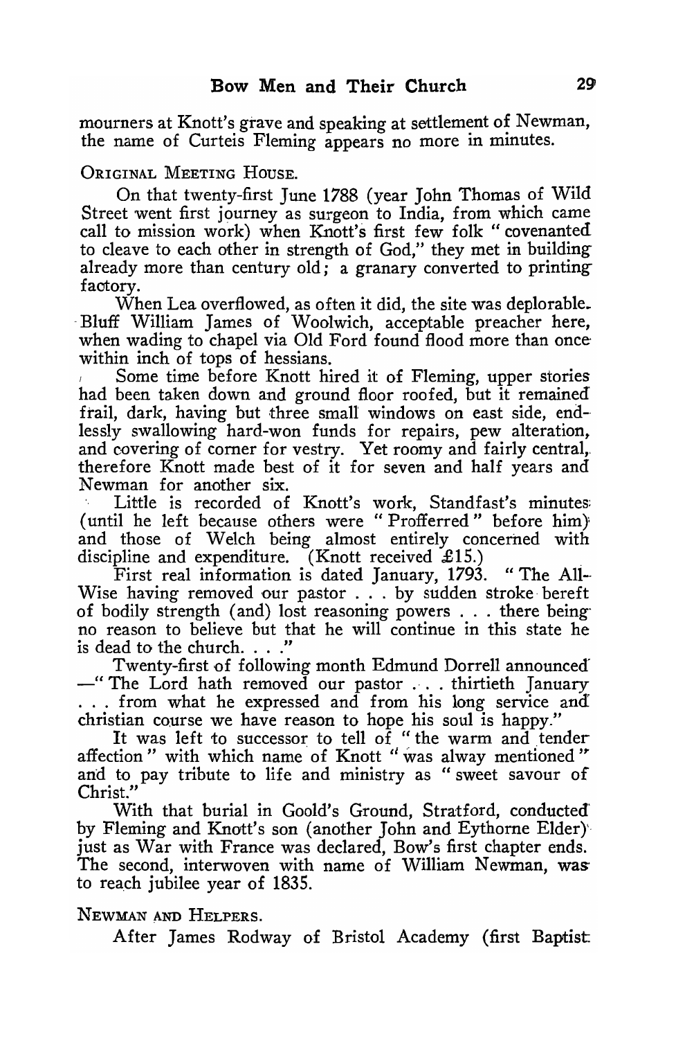mourners at Knott's grave and speaking at settlement of Newman, the name of Curteis Fleming appears no more in minutes.

ORIGINAL MEETING HOUSE.

On that twenty-first June 1788 (year John Thomas of Wild Street went first journey as surgeon to India, from which came call to mission work) when Knott's first few folk "covenanted to cleave to each other in strength of God," they met in building already more than century old; a granary converted to printing factory.

When Lea overflowed, as often it did, the site was deplorable. Bluff William James of Woolwich, acceptable preacher here, when wading to chapel via Old Ford found flood more than once within inch of tops of hessians.

Some time before Knott hired it of Fleming, upper stories had been taken down and ground floor roofed, but it remained frail, dark, having but three small windows on east side, endlessly swallowing hard-won funds for repairs, pew alteration, and covering of corner for vestry. Yet roomy and fairly central, therefore Knott made best of it for seven and half years and Newman for another six.

Little is recorded of Knott's work, Standfast's minutes (until he left because others were "Profferred" before him) and those of Welch being almost entirely concerned with discipline and expenditure. (Knott received £15.)

First real information is dated January, 1793. "The All-Wise having removed our pastor . . . by sudden stroke bereft of bodily strength (and) lost reasoning powers . . . there being no reason to believe but that he will continue in this state he is dead to the church. . . ."

Twenty-first of following month Edmund Dorrell announced —"The Lord hath removed our pastor . . . thirtieth January . . . from what he expressed and from his long service and christian course we have reason to hope his soul is happy."

It was left to successor to tell of "the warm and tender affection" with which name of Knott "was alway mentioned" and to pay tribute to life and ministry as "sweet savour of Christ."

With that burial in Goold's Ground, Stratford, conducted by Fleming and Knott's son (another John and Eythorne Elder) just as War with France was declared, Bow's first chapter ends. The second, interwoven with name of William Newman, was to reach jubilee year of 1835.

NEWMAN AND HELPERS.

After James Rodway of Bristol Academy (first Baptist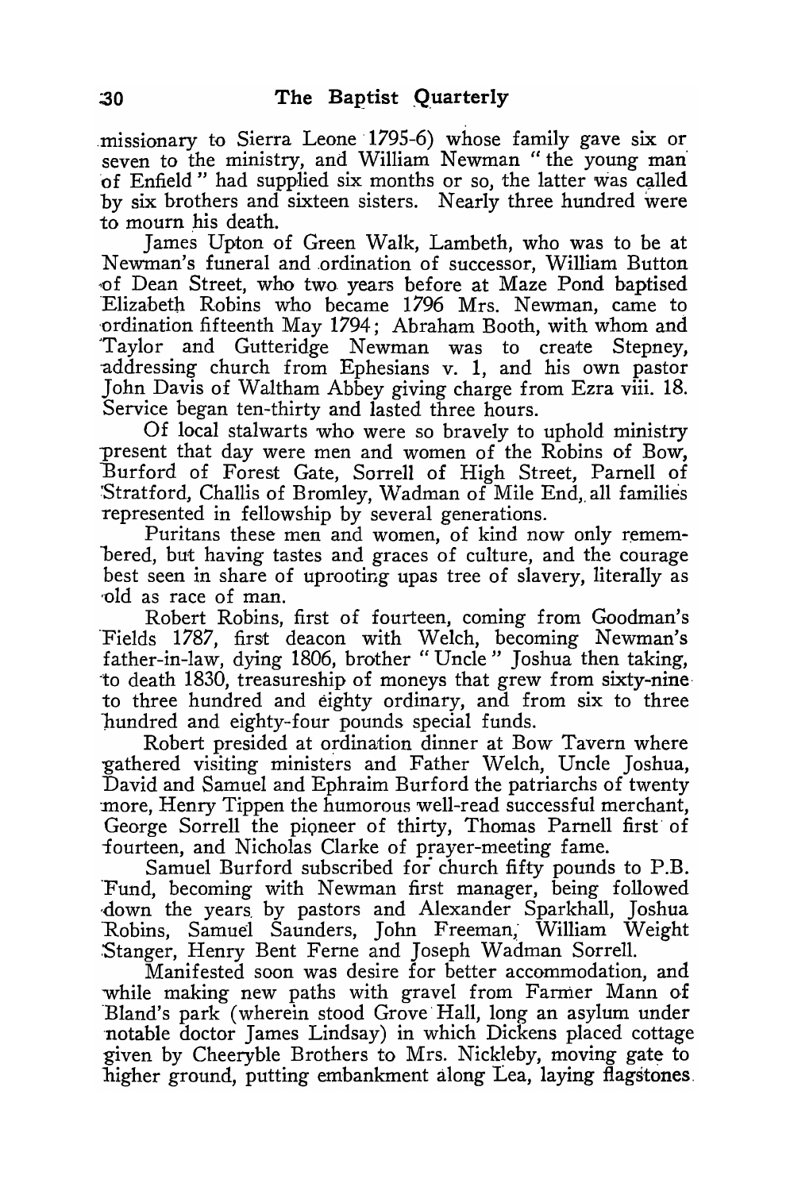missionary to Sierra Leone 1795-6) whose family gave six or seven to the ministry, and William Newman "the young man of Enfield" had supplied six months or so, the latter was called by six brothers and sixteen sisters. Nearly three hundred were to mourn his death.

James Upton of Green Walk, Lambeth, who was to be at Newman's funeral and ordination of successor, William Button of Dean Street, who two years before at Maze Pond baptised Elizabeth Robins who became 1796 Mrs. Newman, came to ordination fifteenth May 1794; Abraham Booth, with whom and Taylor and Gutteridge Newman was to create Stepney, addressing church from Ephesians v. 1, and his own pastor John Davis of Waltham Abbey giving charge from Ezra viii. 18. Service began ten-thirty and lasted three hours.

Of local stalwarts who were so bravely to uphold ministry present that day were men and women of the Robins of Bow, Burford of Forest Gate, Sorrell of High Street, Parnell of Stratford, Challis of Bromley, Wadman of Mile End, all families represented in fellowship by several generations.

Puritans these men and women, of kind now only remembered, but having tastes and graces of culture, and the courage best seen in share of uprooting upas tree of slavery, literally as old as race of man.

Robert Robins, first of fourteen, coming from Goodman's Fields 1787, first deacon with Welch, becoming Newman's father-in-law, dying 1806, brother "Uncle" Joshua then taking, to death 1830, treasureship of moneys that grew from sixty-nine to three hundred and eighty ordinary, and from six to three hundred and eighty-four pounds special funds.

Robert presided at ordination dinner at Bow Tavern where gathered visiting ministers and Father Welch, Uncle Joshua, David and Samuel and Ephraim Burford the patriarchs of twenty more, Henry Tippen the humorous well-read successful merchant, George Sorrell the pioneer of thirty, Thomas Parnell first of fourteen, and Nicholas Clarke of prayer-meeting fame.

Samuel Burford subscribed for church fifty pounds to P.B. Fund, becoming with Newman first manager, being followed down the years by pastors and Alexander Sparkhall, Joshua Robins, Samuel Saunders, John Freeman, William Weight Stanger, Henry Bent Ferne and Joseph Wadman Sorrell.

Manifested soon was desire for better accommodation, and while making new paths with gravel from Farmer Mann of Bland's park (wherein stood Grove Hall, long an asylum under notable doctor James Lindsay) in which Dickens placed cottage given by Cheeryble Brothers to Mrs. Nickleby, moving gate to higher ground, putting embankment along Lea, laying flagstones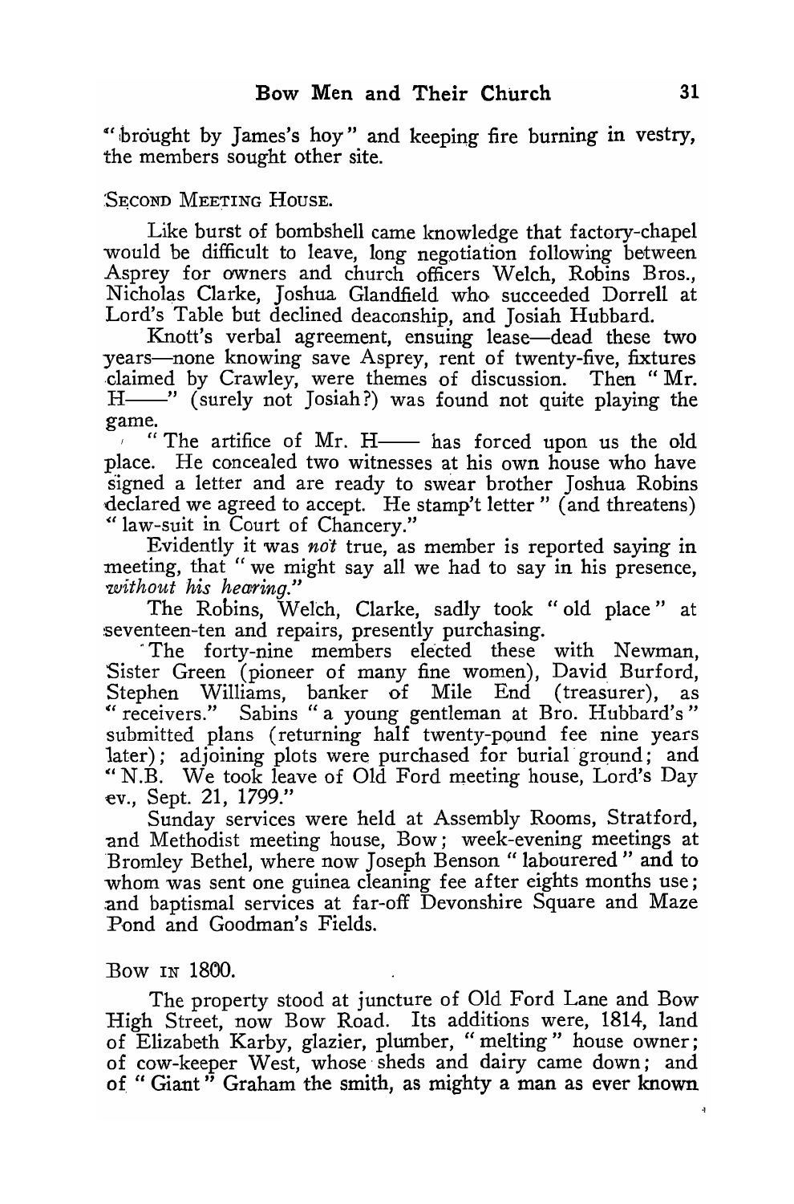"brought by James's hoy" and keeping fire burning in vestry, the members sought other site.

### Second Meeting House.

Like burst of bombshell came knowledge that factory-chapel would be difficult to leave, long negotiation following between Asprey for owners and church officers Welch, Robins Bros., Nicholas Clarke, Joshua Glandfield who succeeded Dorrell at Lord's Table but declined deaconship, and Josiah Hubbard.

Knott's verbal agreement, ensuing lease—dead these two years—none knowing save Asprey, rent of twenty-five, fixtures claimed by Crawley, were themes of discussion. Then "Mr. H——" (surely not Josiah?) was found not quite playing the game.

"The artifice of Mr. H—— has forced upon us the old place. He concealed two witnesses at his own house who have signed a letter and are ready to swear brother Joshua Robins declared we agreed to accept. He stamp't letter" (and threatens) "law-suit in Court of Chancery."

Evidently it was *not* true, as member is reported saying in meeting, that "we might say all we had to say in his presence, *without his hearing.*"

The Robins, Welch, Clarke, sadly took "old place" at seventeen-ten and repairs, presently purchasing.

The forty-nine members elected these with Newman, Sister Green (pioneer of many fine women), David Burford, Stephen Williams, banker of Mile End (treasurer), as "receivers." Sabins "a young gentleman at Bro. Hubbard's" submitted plans (returning half twenty-pound fee nine years later); adjoining plots were purchased for burial ground; and "N.B. We took leave of Old Ford meeting house, Lord's Day ev., Sept. 21, 1799."

Sunday services were held at Assembly Rooms, Stratford, and Methodist meeting house, Bow; week-evening meetings at Bromley Bethel, where now Joseph Benson "laboured" and to whom was sent one guinea cleaning fee after eights months use; and baptismal services at far-off Devonshire Square and Maze Pond and Goodman's Fields.

### Bow in 1800.

The property stood at juncture of Old Ford Lane and Bow High Street, now Bow Road. Its additions were, 1814, land of Elizabeth Karby, glazier, plumber, "melting" house owner; of cow-keeper West, whose sheds and dairy came down; and of "Giant" Graham the smith, as mighty a man as ever known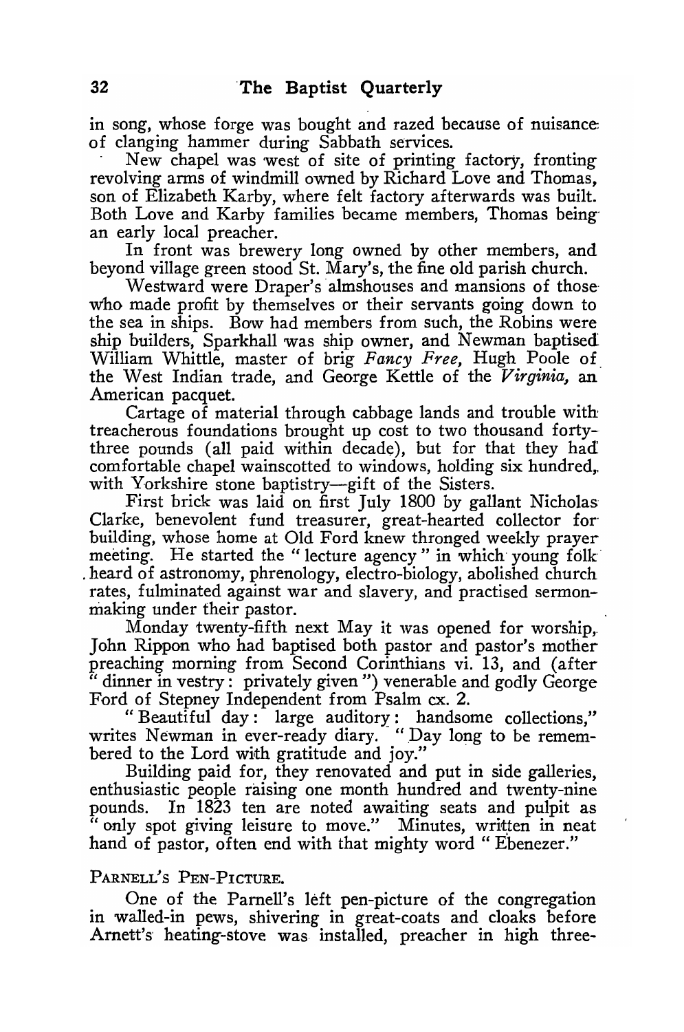in song, whose forge was bought and razed because of nuisance of clanging hammer during Sabbath services.

New chapel was west of site of printing factory, fronting revolving arms of windmill owned by Richard Love and Thomas, son of Elizabeth Karby, where felt factory afterwards was built. Both Love and Karby families became members, Thomas being an early local preacher.

In front was brewery long owned by other members, and beyond village green stood St. Mary's, the fine old parish church.

Westward were Draper's almshouses and mansions of those who made profit by themselves or their servants going down to the sea in ships. Bow had members from such, the Robins were ship builders, Sparkhall was ship owner, and Newman baptised William Whittle, master of brig *Fancy Free,* Hugh Poole of the West Indian trade, and George Kettle of the *Virginia,* an American pacquet.

Cartage of material through cabbage lands and trouble with treacherous foundations brought up cost to two thousand forty-three pounds (all paid within decade), but for that they had comfortable chapel wainscotted to windows, holding six hundred, with Yorkshire stone baptistry—gift of the Sisters.

First brick was laid on first July 1800 by gallant Nicholas Clarke, benevolent fund treasurer, great-hearted collector for building, whose home at Old Ford knew thronged weekly prayer meeting. He started the "lecture agency" in which young folk heard of astronomy, phrenology, electro-biology, abolished church rates, fulminated against war and slavery, and practised sermon-making under their pastor.

Monday twenty-fifth next May it was opened for worship, John Rippon who had baptised both pastor and pastor's mother preaching morning from Second Corinthians vi. 13, and (after "dinner in vestry: privately given") venerable and godly George Ford of Stepney Independent from Psalm cx. 2.

"Beautiful day: large auditory: handsome collections," writes Newman in ever-ready diary. "Day long to be remembered to the Lord with gratitude and joy."

Building paid for, they renovated and put in side galleries, enthusiastic people raising one month hundred and twenty-nine pounds. In 1823 ten are noted awaiting seats and pulpit as "only spot giving leisure to move." Minutes, written in neat hand of pastor, often end with that mighty word "Ebenezer."

## PARNELL'S PEN-PICTURE.

One of the Parnell's left pen-picture of the congregation in walled-in pews, shivering in great-coats and cloaks before Arnett's heating-stove was installed, preacher in high three-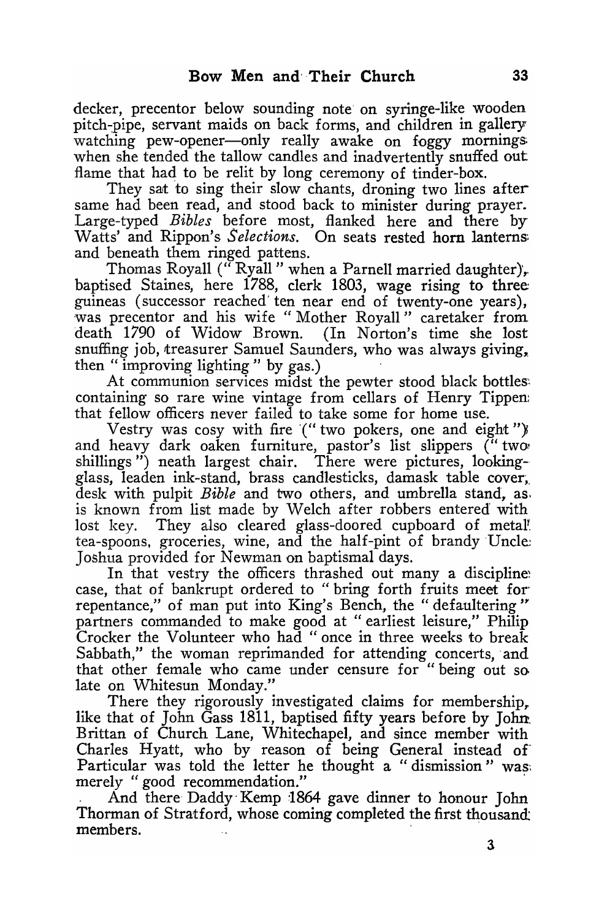decker, precentor below sounding note on syringe-like wooden pitch-pipe, servant maids on back forms, and children in gallery watching pew-opener—only really awake on foggy mornings when she tended the tallow candles and inadvertently snuffed out flame that had to be relit by long ceremony of tinder-box.

They sat to sing their slow chants, droning two lines after same had been read, and stood back to minister during prayer. Large-typed *Bibles* before most, flanked here and there by Watts' and Rippon's *Selections*. On seats rested horn lanterns and beneath them ringed pattens.

Thomas Royall ("Ryall" when a Parnell married daughter), baptised Staines, here 1788, clerk 1803, wage rising to three guineas (successor reached ten near end of twenty-one years), was precentor and his wife "Mother Royall" caretaker from death 1790 of Widow Brown. (In Norton's time she lost snuffing job, treasurer Samuel Saunders, who was always giving, then "improving lighting" by gas.)

At communion services midst the pewter stood black bottles containing so rare wine vintage from cellars of Henry Tippen that fellow officers never failed to take some for home use.

Vestry was cosy with fire ("two pokers, one and eight") and heavy dark oaken furniture, pastor's list slippers ("two shillings") neath largest chair. There were pictures, looking-glass, leaden ink-stand, brass candlesticks, damask table cover, desk with pulpit *Bible* and two others, and umbrella stand, as is known from list made by Welch after robbers entered with lost key. They also cleared glass-doored cupboard of metal tea-spoons, groceries, wine, and the half-pint of brandy Uncle Joshua provided for Newman on baptismal days.

In that vestry the officers thrashed out many a discipline case, that of bankrupt ordered to "bring forth fruits meet for repentance," of man put into King's Bench, the "defaultering" partners commanded to make good at "earliest leisure," Philip Crocker the Volunteer who had "once in three weeks to break Sabbath," the woman reprimanded for attending concerts, and that other female who came under censure for "being out so late on Whitesun Monday."

There they rigorously investigated claims for membership, like that of John Gass 1811, baptised fifty years before by John Brittan of Church Lane, Whitechapel, and since member with Charles Hyatt, who by reason of being General instead of Particular was told the letter he thought a "dismission" was merely "good recommendation."

And there Daddy Kemp 1864 gave dinner to honour John Thorman of Stratford, whose coming completed the first thousand members.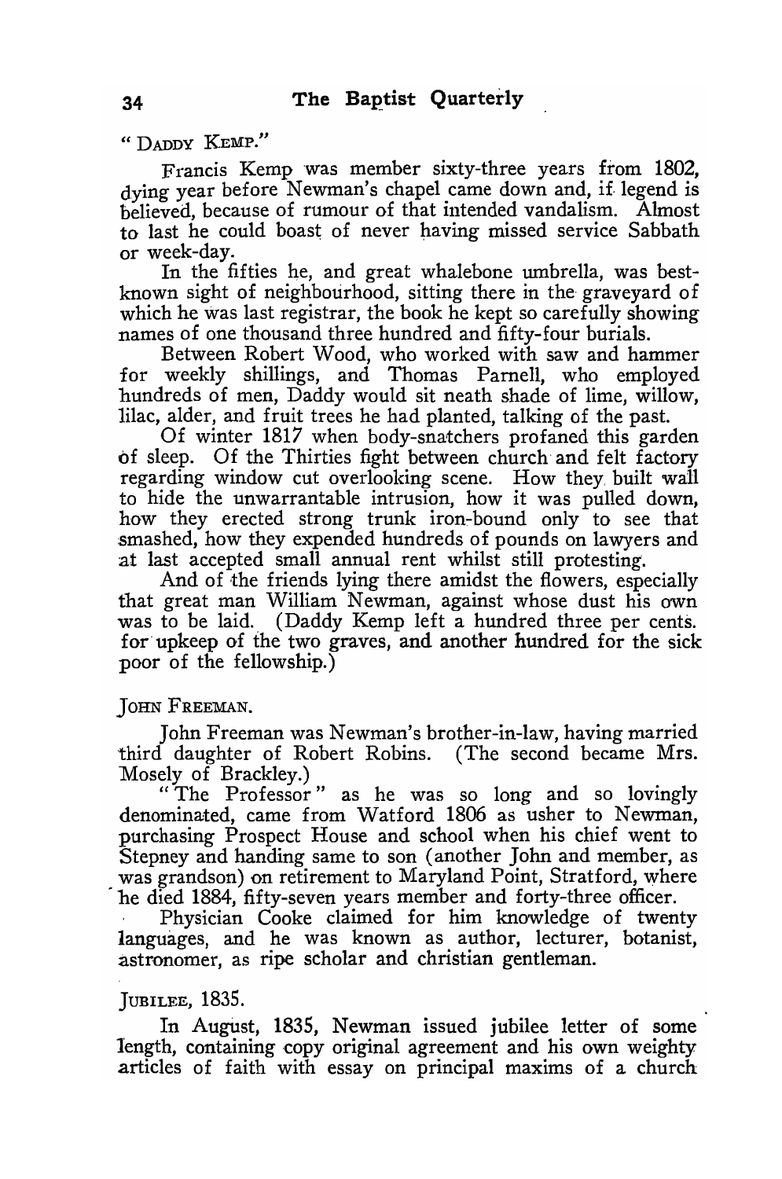"DADDY KEMP."

Francis Kemp was member sixty-three years from 1802, dying year before Newman's chapel came down and, if legend is believed, because of rumour of that intended vandalism. Almost to last he could boast of never having missed service Sabbath or week-day.

In the fifties he, and great whalebone umbrella, was best-known sight of neighbourhood, sitting there in the graveyard of which he was last registrar, the book he kept so carefully showing names of one thousand three hundred and fifty-four burials.

Between Robert Wood, who worked with saw and hammer for weekly shillings, and Thomas Parnell, who employed hundreds of men, Daddy would sit neath shade of lime, willow, lilac, alder, and fruit trees he had planted, talking of the past.

Of winter 1817 when body-snatchers profaned this garden of sleep. Of the Thirties fight between church and felt factory regarding window cut overlooking scene. How they built wall to hide the unwarrantable intrusion, how it was pulled down, how they erected strong trunk iron-bound only to see that smashed, how they expended hundreds of pounds on lawyers and at last accepted small annual rent whilst still protesting.

And of the friends lying there amidst the flowers, especially that great man William Newman, against whose dust his own was to be laid. (Daddy Kemp left a hundred three per cents. for upkeep of the two graves, and another hundred for the sick poor of the fellowship.)

JOHN FREEMAN.

John Freeman was Newman's brother-in-law, having married third daughter of Robert Robins. (The second became Mrs. Mosely of Brackley.)

"The Professor" as he was so long and so lovingly denominated, came from Watford 1806 as usher to Newman, purchasing Prospect House and school when his chief went to Stepney and handing same to son (another John and member, as was grandson) on retirement to Maryland Point, Stratford, where he died 1884, fifty-seven years member and forty-three officer.

Physician Cooke claimed for him knowledge of twenty languages, and he was known as author, lecturer, botanist, astronomer, as ripe scholar and christian gentleman.

JUBILEE, 1835.

In August, 1835, Newman issued jubilee letter of some length, containing copy original agreement and his own weighty articles of faith with essay on principal maxims of a church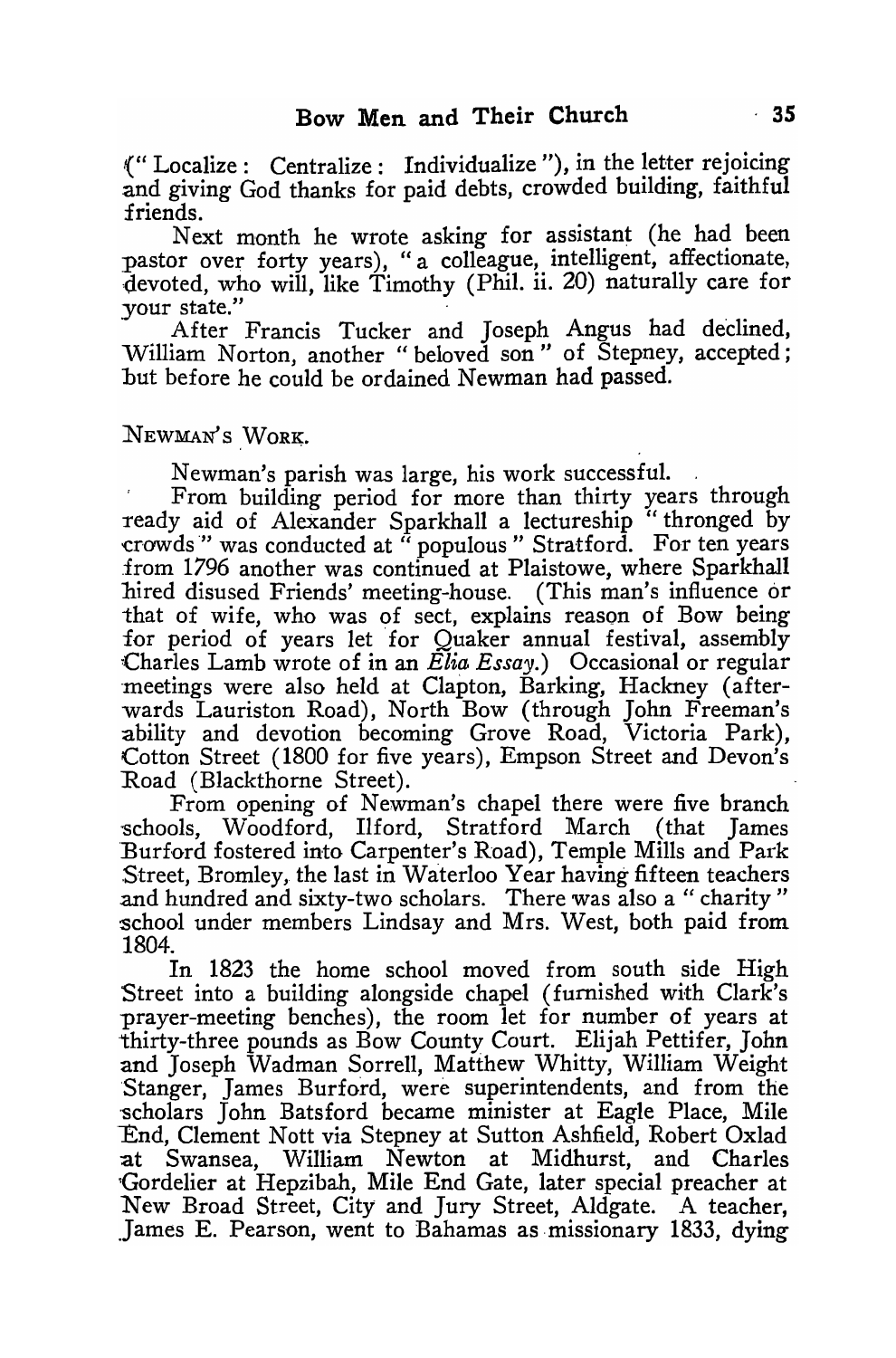("Localize: Centralize: Individualize"), in the letter rejoicing and giving God thanks for paid debts, crowded building, faithful friends.

Next month he wrote asking for assistant (he had been pastor over forty years), "a colleague, intelligent, affectionate, devoted, who will, like Timothy (Phil. ii. 20) naturally care for your state."

After Francis Tucker and Joseph Angus had declined, William Norton, another "beloved son" of Stepney, accepted; but before he could be ordained Newman had passed.

NEWMAN'S WORK.

Newman's parish was large, his work successful.

From building period for more than thirty years through ready aid of Alexander Sparkhall a lectureship "thronged by crowds" was conducted at "populous" Stratford. For ten years from 1796 another was continued at Plaistowe, where Sparkhall hired disused Friends' meeting-house. (This man's influence or that of wife, who was of sect, explains reason of Bow being for period of years let for Quaker annual festival, assembly Charles Lamb wrote of in an *Elia Essay*.) Occasional or regular meetings were also held at Clapton, Barking, Hackney (afterwards Lauriston Road), North Bow (through John Freeman's ability and devotion becoming Grove Road, Victoria Park), Cotton Street (1800 for five years), Empson Street and Devon's Road (Blackthorne Street).

From opening of Newman's chapel there were five branch schools, Woodford, Ilford, Stratford March (that James Burford fostered into Carpenter's Road), Temple Mills and Park Street, Bromley, the last in Waterloo Year having fifteen teachers and hundred and sixty-two scholars. There was also a "charity" school under members Lindsay and Mrs. West, both paid from 1804.

In 1823 the home school moved from south side High Street into a building alongside chapel (furnished with Clark's prayer-meeting benches), the room let for number of years at thirty-three pounds as Bow County Court. Elijah Pettifer, John and Joseph Wadman Sorrell, Matthew Whitty, William Weight Stanger, James Burford, were superintendents, and from the scholars John Batsford became minister at Eagle Place, Mile End, Clement Nott via Stepney at Sutton Ashfield, Robert Oxlad at Swansea, William Newton at Midhurst, and Charles Gordelier at Hepzibah, Mile End Gate, later special preacher at New Broad Street, City and Jury Street, Aldgate. A teacher, James E. Pearson, went to Bahamas as missionary 1833, dying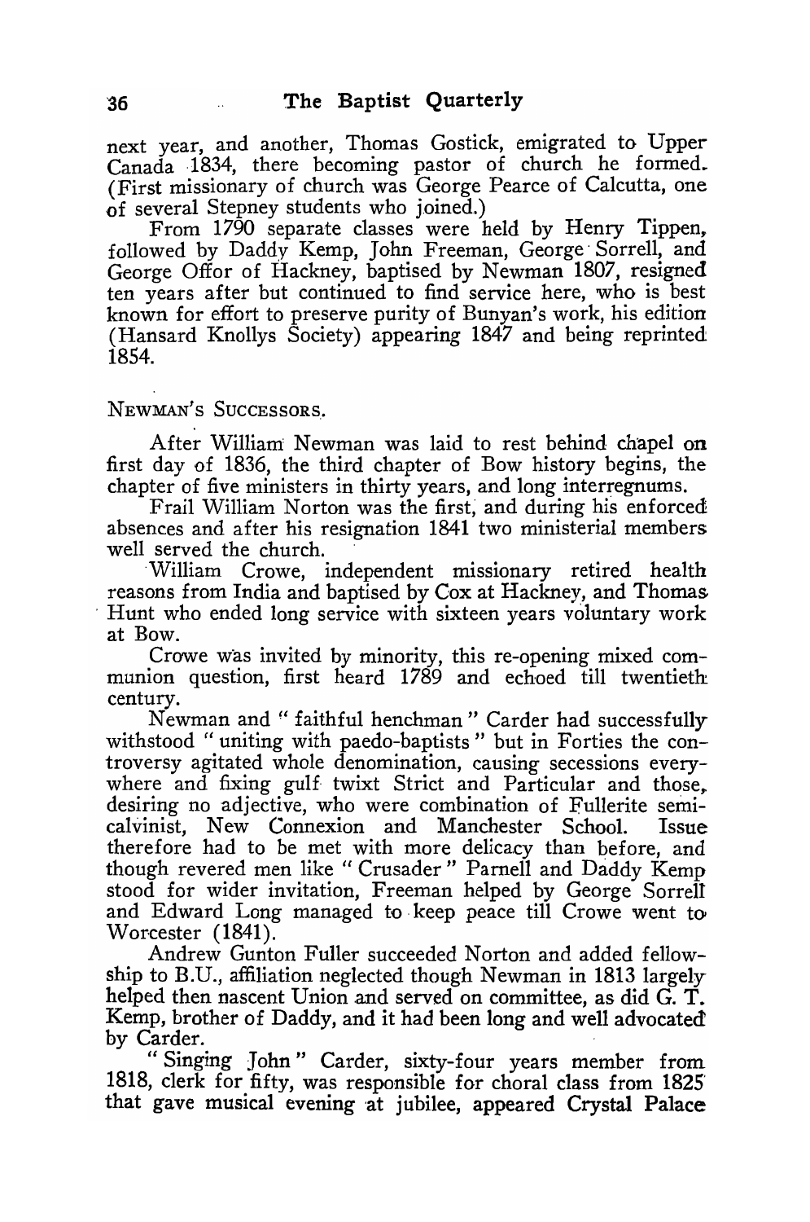next year, and another, Thomas Gostick, emigrated to Upper Canada 1834, there becoming pastor of church he formed. (First missionary of church was George Pearce of Calcutta, one of several Stepney students who joined.)

From 1790 separate classes were held by Henry Tippen, followed by Daddy Kemp, John Freeman, George Sorrell, and George Offor of Hackney, baptised by Newman 1807, resigned ten years after but continued to find service here, who is best known for effort to preserve purity of Bunyan's work, his edition (Hansard Knollys Society) appearing 1847 and being reprinted 1854.

NEWMAN'S SUCCESSORS.

After William Newman was laid to rest behind chapel on first day of 1836, the third chapter of Bow history begins, the chapter of five ministers in thirty years, and long interregnums.

Frail William Norton was the first, and during his enforced absences and after his resignation 1841 two ministerial members well served the church.

William Crowe, independent missionary retired health reasons from India and baptised by Cox at Hackney, and Thomas Hunt who ended long service with sixteen years voluntary work at Bow.

Crowe was invited by minority, this re-opening mixed communion question, first heard 1789 and echoed till twentieth century.

Newman and " faithful henchman " Carder had successfully withstood " uniting with paedo-baptists " but in Forties the controversy agitated whole denomination, causing secessions everywhere and fixing gulf twixt Strict and Particular and those, desiring no adjective, who were combination of Fullerite semi-calvinist, New Connexion and Manchester School. Issue therefore had to be met with more delicacy than before, and though revered men like " Crusader " Parnell and Daddy Kemp stood for wider invitation, Freeman helped by George Sorrell and Edward Long managed to keep peace till Crowe went to Worcester (1841).

Andrew Gunton Fuller succeeded Norton and added fellowship to B.U., affiliation neglected though Newman in 1813 largely helped then nascent Union and served on committee, as did G. T. Kemp, brother of Daddy, and it had been long and well advocated by Carder.

" Singing John " Carder, sixty-four years member from 1818, clerk for fifty, was responsible for choral class from 1825 that gave musical evening at jubilee, appeared Crystal Palace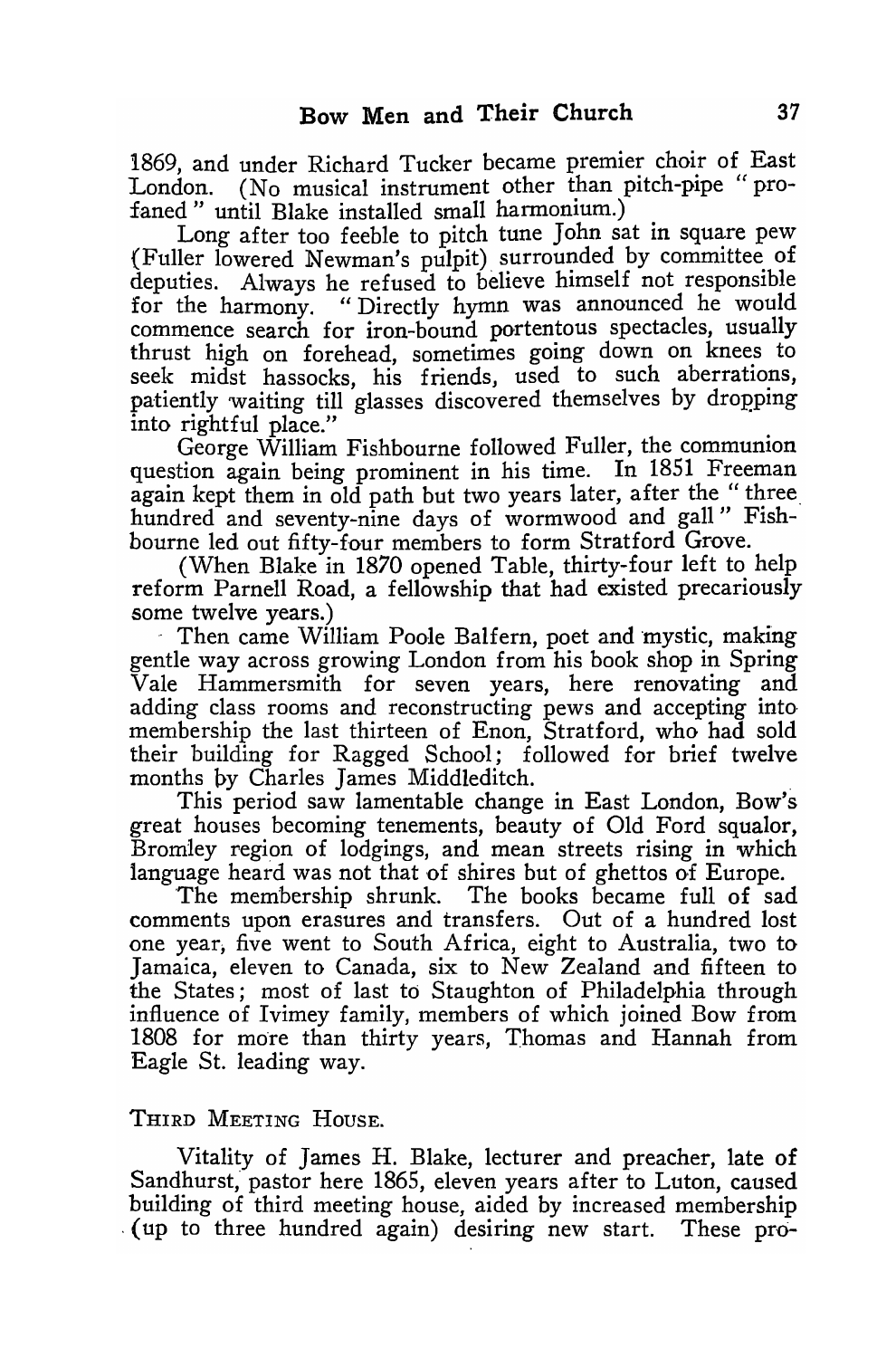1869, and under Richard Tucker became premier choir of East London. (No musical instrument other than pitch-pipe "profaned" until Blake installed small harmonium.)

Long after too feeble to pitch tune John sat in square pew (Fuller lowered Newman's pulpit) surrounded by committee of deputies. Always he refused to believe himself not responsible for the harmony. "Directly hymn was announced he would commence search for iron-bound portentous spectacles, usually thrust high on forehead, sometimes going down on knees to seek midst hassocks, his friends, used to such aberrations, patiently waiting till glasses discovered themselves by dropping into rightful place."

George William Fishbourne followed Fuller, the communion question again being prominent in his time. In 1851 Freeman again kept them in old path but two years later, after the "three hundred and seventy-nine days of wormwood and gall" Fishbourne led out fifty-four members to form Stratford Grove.

(When Blake in 1870 opened Table, thirty-four left to help reform Parnell Road, a fellowship that had existed precariously some twelve years.)

Then came William Poole Balfern, poet and mystic, making gentle way across growing London from his book shop in Spring Vale Hammersmith for seven years, here renovating and adding class rooms and reconstructing pews and accepting into membership the last thirteen of Enon, Stratford, who had sold their building for Ragged School; followed for brief twelve months by Charles James Middleditch.

This period saw lamentable change in East London, Bow's great houses becoming tenements, beauty of Old Ford squalor, Bromley region of lodgings, and mean streets rising in which language heard was not that of shires but of ghettos of Europe.

The membership shrunk. The books became full of sad comments upon erasures and transfers. Out of a hundred lost one year, five went to South Africa, eight to Australia, two to Jamaica, eleven to Canada, six to New Zealand and fifteen to the States; most of last to Staughton of Philadelphia through influence of Ivimey family, members of which joined Bow from 1808 for more than thirty years, Thomas and Hannah from Eagle St. leading way.

## Third Meeting House.

Vitality of James H. Blake, lecturer and preacher, late of Sandhurst, pastor here 1865, eleven years after to Luton, caused building of third meeting house, aided by increased membership (up to three hundred again) desiring new start. These pro-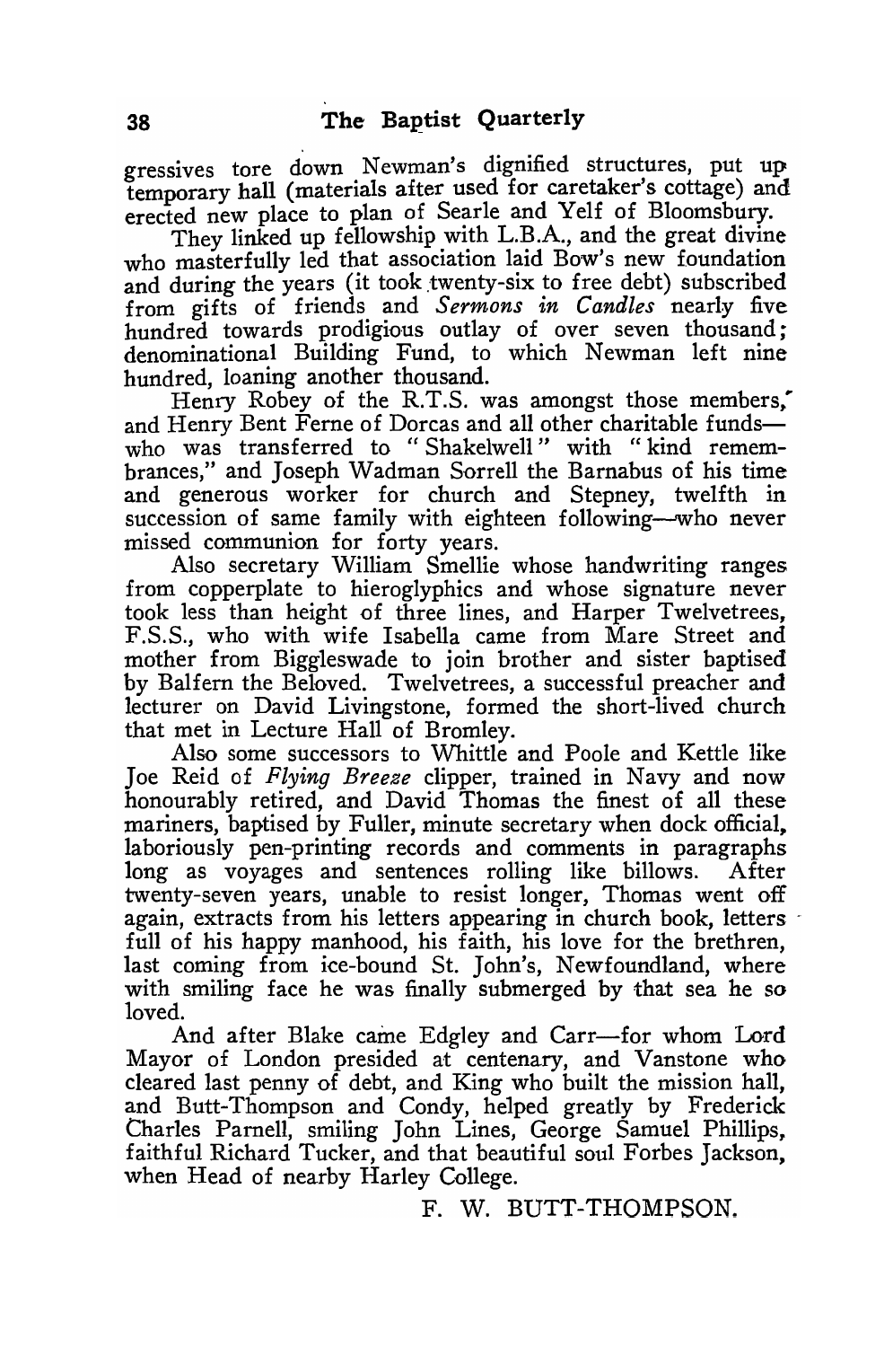gressives tore down Newman's dignified structures, put up temporary hall (materials after used for caretaker's cottage) and erected new place to plan of Searle and Yelf of Bloomsbury.

They linked up fellowship with L.B.A., and the great divine who masterfully led that association laid Bow's new foundation and during the years (it took twenty-six to free debt) subscribed from gifts of friends and *Sermons in Candles* nearly five hundred towards prodigious outlay of over seven thousand; denominational Building Fund, to which Newman left nine hundred, loaning another thousand.

Henry Robey of the R.T.S. was amongst those members, and Henry Bent Ferne of Dorcas and all other charitable funds—who was transferred to "Shakelwell" with "kind remembrances," and Joseph Wadman Sorrell the Barnabus of his time and generous worker for church and Stepney, twelfth in succession of same family with eighteen following—who never missed communion for forty years.

Also secretary William Smellie whose handwriting ranges from copperplate to hieroglyphics and whose signature never took less than height of three lines, and Harper Twelvetrees, F.S.S., who with wife Isabella came from Mare Street and mother from Biggleswade to join brother and sister baptised by Balfern the Beloved. Twelvetrees, a successful preacher and lecturer on David Livingstone, formed the short-lived church that met in Lecture Hall of Bromley.

Also some successors to Whittle and Poole and Kettle like Joe Reid of *Flying Breeze* clipper, trained in Navy and now honourably retired, and David Thomas the finest of all these mariners, baptised by Fuller, minute secretary when dock official, laboriously pen-printing records and comments in paragraphs long as voyages and sentences rolling like billows. After twenty-seven years, unable to resist longer, Thomas went off again, extracts from his letters appearing in church book, letters full of his happy manhood, his faith, his love for the brethren, last coming from ice-bound St. John's, Newfoundland, where with smiling face he was finally submerged by that sea he so loved.

And after Blake came Edgley and Carr—for whom Lord Mayor of London presided at centenary, and Vanstone who cleared last penny of debt, and King who built the mission hall, and Butt-Thompson and Condy, helped greatly by Frederick Charles Parnell, smiling John Lines, George Samuel Phillips, faithful Richard Tucker, and that beautiful soul Forbes Jackson, when Head of nearby Harley College.

F. W. BUTT-THOMPSON.